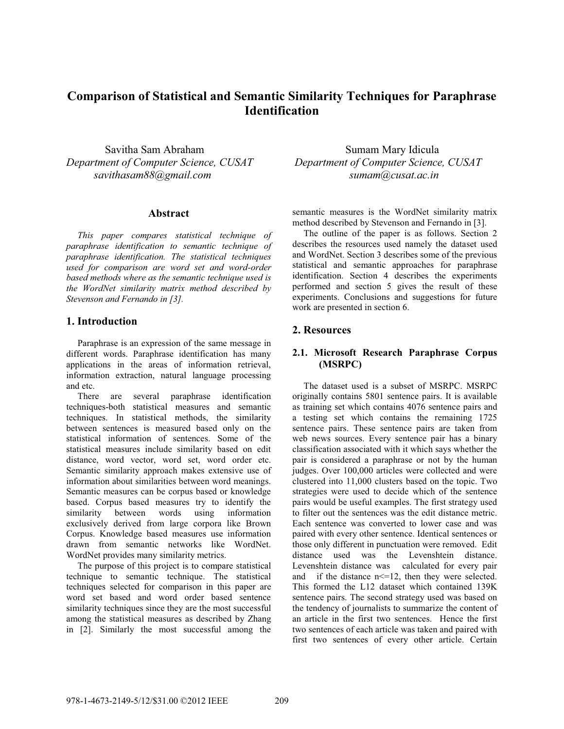# Comparison of Statistical and Semantic Similarity Techniques for Paraphrase Identification

Savitha Sam Abraham
*Department of Computer Science, CUSAT*
*savithasam88@gmail.com*

Sumam Mary Idicula
*Department of Computer Science, CUSAT*
*sumam@cusat.ac.in*

## Abstract

*This paper compares statistical technique of paraphrase identification to semantic technique of paraphrase identification. The statistical techniques used for comparison are word set and word-order based methods where as the semantic technique used is the WordNet similarity matrix method described by Stevenson and Fernando in [3].*

## 1. Introduction

Paraphrase is an expression of the same message in different words. Paraphrase identification has many applications in the areas of information retrieval, information extraction, natural language processing and etc.

There are several paraphrase identification techniques-both statistical measures and semantic techniques. In statistical methods, the similarity between sentences is measured based only on the statistical information of sentences. Some of the statistical measures include similarity based on edit distance, word vector, word set, word order etc. Semantic similarity approach makes extensive use of information about similarities between word meanings. Semantic measures can be corpus based or knowledge based. Corpus based measures try to identify the similarity between words using information exclusively derived from large corpora like Brown Corpus. Knowledge based measures use information drawn from semantic networks like WordNet. WordNet provides many similarity metrics.

The purpose of this project is to compare statistical technique to semantic technique. The statistical techniques selected for comparison in this paper are word set based and word order based sentence similarity techniques since they are the most successful among the statistical measures as described by Zhang in [2]. Similarly the most successful among the semantic measures is the WordNet similarity matrix method described by Stevenson and Fernando in [3].

The outline of the paper is as follows. Section 2 describes the resources used namely the dataset used and WordNet. Section 3 describes some of the previous statistical and semantic approaches for paraphrase identification. Section 4 describes the experiments performed and section 5 gives the result of these experiments. Conclusions and suggestions for future work are presented in section 6.

## 2. Resources

### 2.1. Microsoft Research Paraphrase Corpus (MSRPC)

The dataset used is a subset of MSRPC. MSRPC originally contains 5801 sentence pairs. It is available as training set which contains 4076 sentence pairs and a testing set which contains the remaining 1725 sentence pairs. These sentence pairs are taken from web news sources. Every sentence pair has a binary classification associated with it which says whether the pair is considered a paraphrase or not by the human judges. Over 100,000 articles were collected and were clustered into 11,000 clusters based on the topic. Two strategies were used to decide which of the sentence pairs would be useful examples. The first strategy used to filter out the sentences was the edit distance metric. Each sentence was converted to lower case and was paired with every other sentence. Identical sentences or those only different in punctuation were removed. Edit distance used was the Levenshtein distance. Levenshtein distance was calculated for every pair and if the distance $n<=12$, then they were selected. This formed the L12 dataset which contained 139K sentence pairs. The second strategy used was based on the tendency of journalists to summarize the content of an article in the first two sentences. Hence the first two sentences of each article was taken and paired with first two sentences of every other article. Certain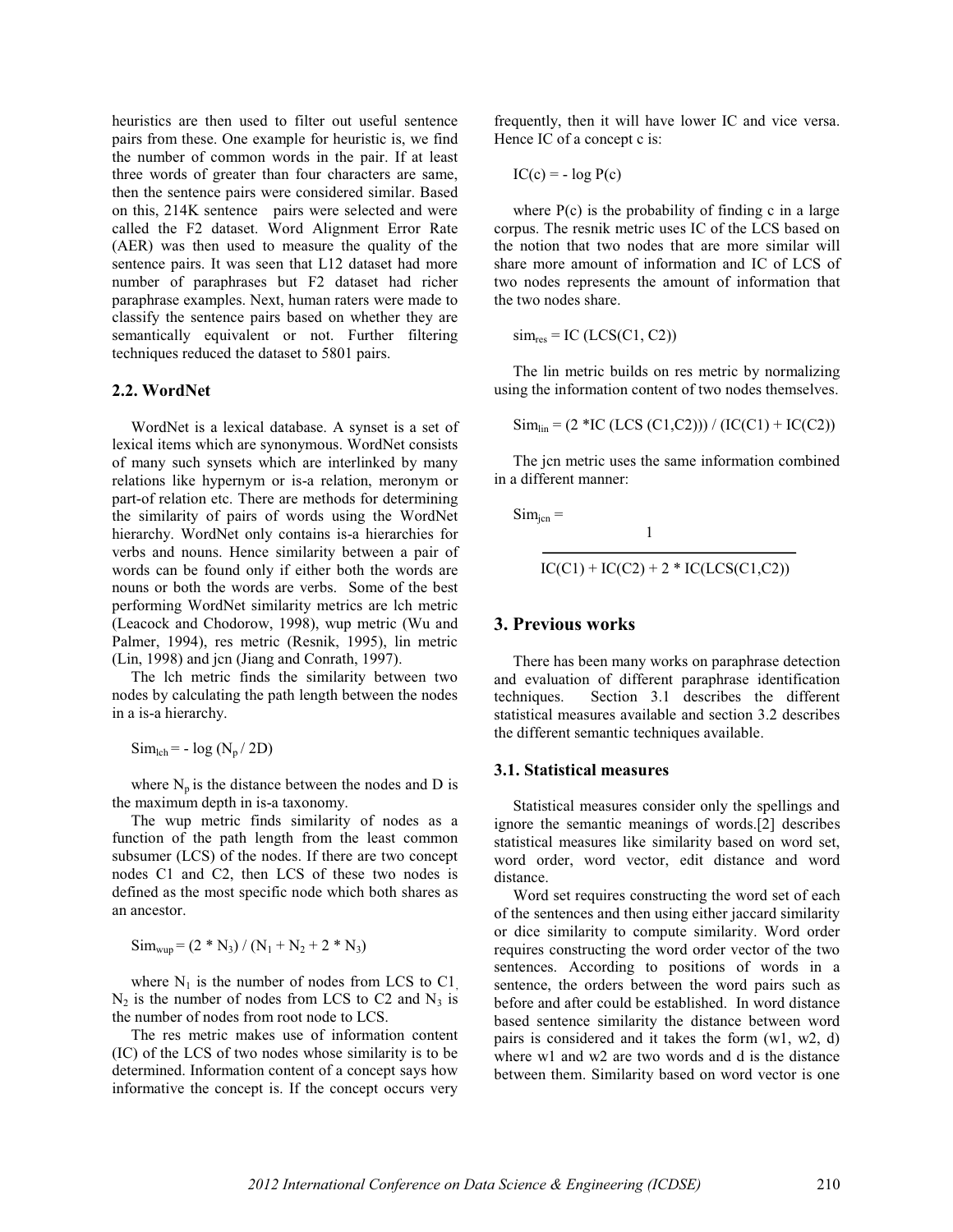heuristics are then used to filter out useful sentence pairs from these. One example for heuristic is, we find the number of common words in the pair. If at least three words of greater than four characters are same, then the sentence pairs were considered similar. Based on this, 214K sentence pairs were selected and were called the F2 dataset. Word Alignment Error Rate (AER) was then used to measure the quality of the sentence pairs. It was seen that L12 dataset had more number of paraphrases but F2 dataset had richer paraphrase examples. Next, human raters were made to classify the sentence pairs based on whether they are semantically equivalent or not. Further filtering techniques reduced the dataset to 5801 pairs.

### 2.2. WordNet

WordNet is a lexical database. A synset is a set of lexical items which are synonymous. WordNet consists of many such synsets which are interlinked by many relations like hypernym or is-a relation, meronym or part-of relation etc. There are methods for determining the similarity of pairs of words using the WordNet hierarchy. WordNet only contains is-a hierarchies for verbs and nouns. Hence similarity between a pair of words can be found only if either both the words are nouns or both the words are verbs. Some of the best performing WordNet similarity metrics are lch metric (Leacock and Chodorow, 1998), wup metric (Wu and Palmer, 1994), res metric (Resnik, 1995), lin metric (Lin, 1998) and jcn (Jiang and Conrath, 1997).

The lch metric finds the similarity between two nodes by calculating the path length between the nodes in a is-a hierarchy.

$$Sim_{lch} = - \log (N_p / 2D)$$

where $N_p$ is the distance between the nodes and D is the maximum depth in is-a taxonomy.

The wup metric finds similarity of nodes as a function of the path length from the least common subsumer (LCS) of the nodes. If there are two concept nodes C1 and C2, then LCS of these two nodes is defined as the most specific node which both shares as an ancestor.

$$Sim_{wup} = (2 * N_3) / (N_1 + N_2 + 2 * N_3)$$

where $N_1$ is the number of nodes from LCS to C1, $N_2$ is the number of nodes from LCS to C2 and $N_3$ is the number of nodes from root node to LCS.

The res metric makes use of information content (IC) of the LCS of two nodes whose similarity is to be determined. Information content of a concept says how informative the concept is. If the concept occurs very frequently, then it will have lower IC and vice versa. Hence IC of a concept c is:

$$IC(c) = - \log P(c)$$

where P(c) is the probability of finding c in a large corpus. The resnik metric uses IC of the LCS based on the notion that two nodes that are more similar will share more amount of information and IC of LCS of two nodes represents the amount of information that the two nodes share.

$$sim_{res} = IC(LCS(C1, C2))$$

The lin metric builds on res metric by normalizing using the information content of two nodes themselves.

$$Sim_{lin} = (2 * IC(LCS(C1,C2))) / (IC(C1) + IC(C2))$$

The jcn metric uses the same information combined in a different manner:

$$Sim_{jcn} = \frac{1}{IC(C1) + IC(C2) + 2 * IC(LCS(C1,C2))}$$

## 3. Previous works

There has been many works on paraphrase detection and evaluation of different paraphrase identification techniques. Section 3.1 describes the different statistical measures available and section 3.2 describes the different semantic techniques available.

### 3.1. Statistical measures

Statistical measures consider only the spellings and ignore the semantic meanings of words.[2] describes statistical measures like similarity based on word set, word order, word vector, edit distance and word distance.

Word set requires constructing the word set of each of the sentences and then using either jaccard similarity or dice similarity to compute similarity. Word order requires constructing the word order vector of the two sentences. According to positions of words in a sentence, the orders between the word pairs such as before and after could be established. In word distance based sentence similarity the distance between word pairs is considered and it takes the form (w1, w2, d) where w1 and w2 are two words and d is the distance between them. Similarity based on word vector is one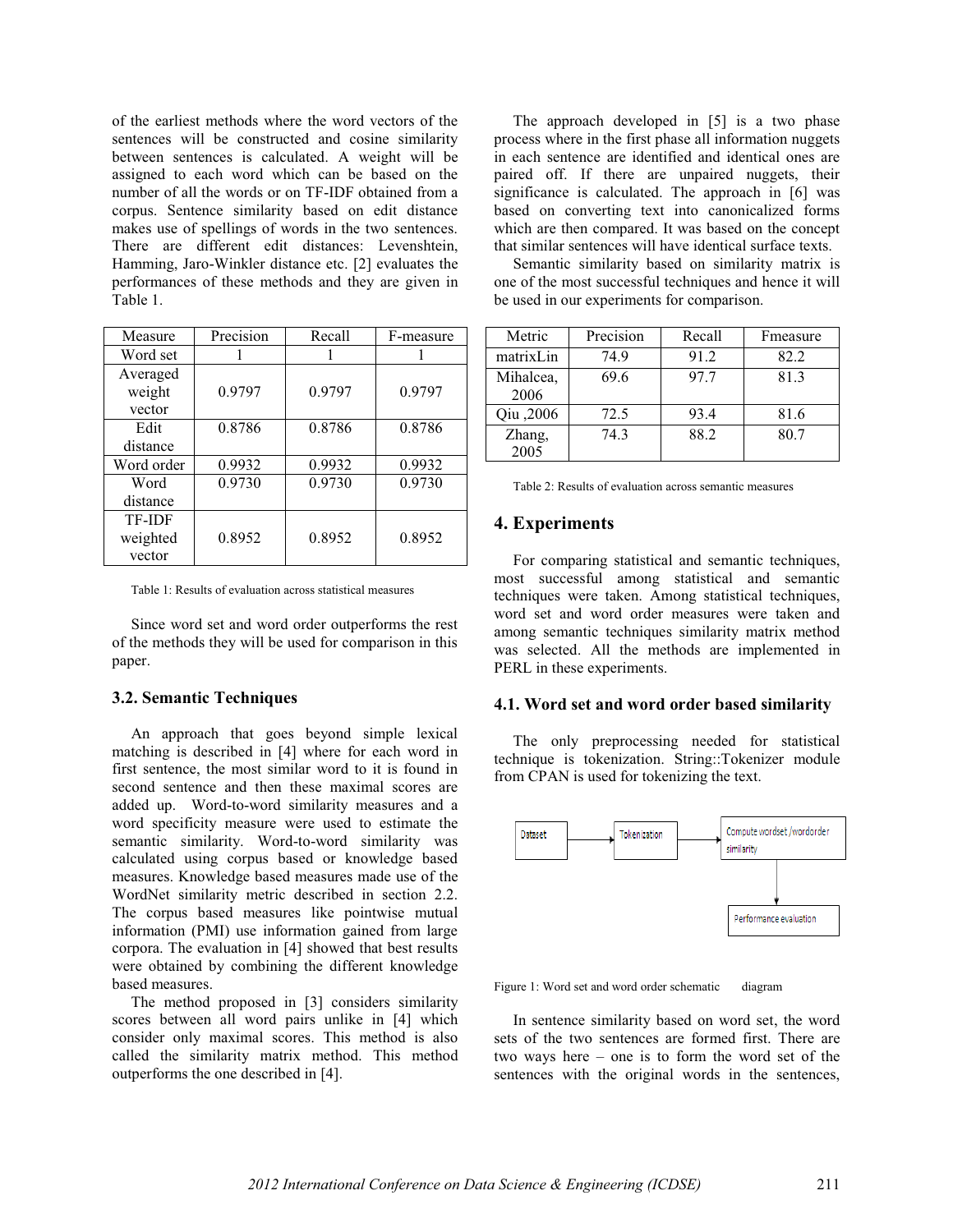of the earliest methods where the word vectors of the sentences will be constructed and cosine similarity between sentences is calculated. A weight will be assigned to each word which can be based on the number of all the words or on TF-IDF obtained from a corpus. Sentence similarity based on edit distance makes use of spellings of words in the two sentences. There are different edit distances: Levenshtein, Hamming, Jaro-Winkler distance etc. [2] evaluates the performances of these methods and they are given in Table 1.

| Measure | Precision | Recall | F-measure |
| --- | --- | --- | --- |
| Word set | 1 | 1 | 1 |
| Averaged weight vector | 0.9797 | 0.9797 | 0.9797 |
| Edit distance | 0.8786 | 0.8786 | 0.8786 |
| Word order | 0.9932 | 0.9932 | 0.9932 |
| Word distance | 0.9730 | 0.9730 | 0.9730 |
| TF-IDF weighted vector | 0.8952 | 0.8952 | 0.8952 |

Table 1: Results of evaluation across statistical measures

Since word set and word order outperforms the rest of the methods they will be used for comparison in this paper.

### 3.2. Semantic Techniques

An approach that goes beyond simple lexical matching is described in [4] where for each word in first sentence, the most similar word to it is found in second sentence and then these maximal scores are added up. Word-to-word similarity measures and a word specificity measure were used to estimate the semantic similarity. Word-to-word similarity was calculated using corpus based or knowledge based measures. Knowledge based measures made use of the WordNet similarity metric described in section 2.2. The corpus based measures like pointwise mutual information (PMI) use information gained from large corpora. The evaluation in [4] showed that best results were obtained by combining the different knowledge based measures.

The method proposed in [3] considers similarity scores between all word pairs unlike in [4] which consider only maximal scores. This method is also called the similarity matrix method. This method outperforms the one described in [4].

The approach developed in [5] is a two phase process where in the first phase all information nuggets in each sentence are identified and identical ones are paired off. If there are unpaired nuggets, their significance is calculated. The approach in [6] was based on converting text into canonicalized forms which are then compared. It was based on the concept that similar sentences will have identical surface texts.

Semantic similarity based on similarity matrix is one of the most successful techniques and hence it will be used in our experiments for comparison.

| Metric | Precision | Recall | Fmeasure |
| --- | --- | --- | --- |
| matrixLin | 74.9 | 91.2 | 82.2 |
| Mihalcea, 2006 | 69.6 | 97.7 | 81.3 |
| Qiu ,2006 | 72.5 | 93.4 | 81.6 |
| Zhang, 2005 | 74.3 | 88.2 | 80.7 |

Table 2: Results of evaluation across semantic measures

## 4. Experiments

For comparing statistical and semantic techniques, most successful among statistical and semantic techniques were taken. Among statistical techniques, word set and word order measures were taken and among semantic techniques similarity matrix method was selected. All the methods are implemented in PERL in these experiments.

### 4.1. Word set and word order based similarity

The only preprocessing needed for statistical technique is tokenization. String::Tokenizer module from CPAN is used for tokenizing the text.

Dataset → Tokenization → Compute wordset /wordorder similarity → Performance evaluation

Figure 1: Word set and word order schematic diagram

In sentence similarity based on word set, the word sets of the two sentences are formed first. There are two ways here – one is to form the word set of the sentences with the original words in the sentences,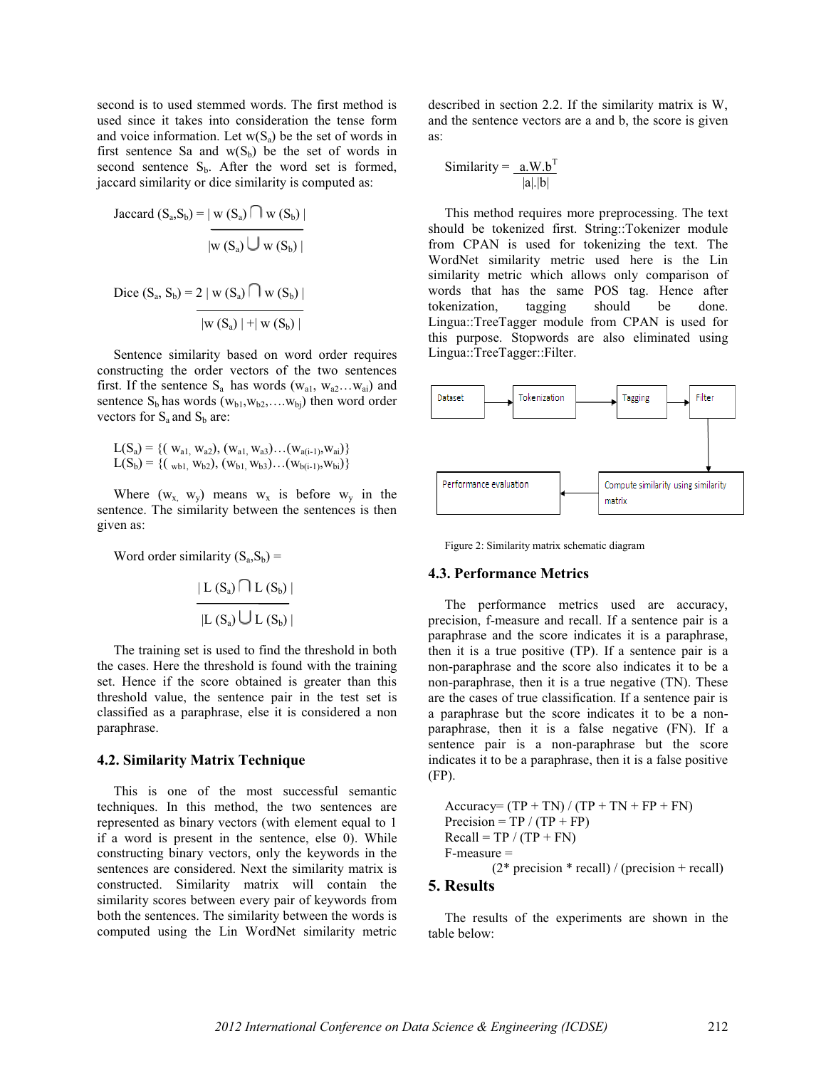second is to used stemmed words. The first method is used since it takes into consideration the tense form and voice information. Let $w(S_a)$ be the set of words in first sentence Sa and $w(S_b)$ be the set of words in second sentence $S_b$. After the word set is formed, jaccard similarity or dice similarity is computed as:

$$\text{Jaccard}(S_a,S_b) = \frac{|w(S_a) \cap w(S_b)|}{|w(S_a) \cup w(S_b)|}$$

$$\text{Dice}(S_a, S_b) = \frac{2\,|w(S_a) \cap w(S_b)|}{|w(S_a)| + |w(S_b)|}$$

Sentence similarity based on word order requires constructing the order vectors of the two sentences first. If the sentence $S_a$ has words $(w_{a1}, w_{a2} \ldots w_{ai})$ and sentence $S_b$ has words $(w_{b1}, w_{b2}, \ldots. w_{bj})$ then word order vectors for $S_a$ and $S_b$ are:

$$L(S_a) = \{(w_{a1}, w_{a2}), (w_{a1}, w_{a3}) \ldots (w_{a(i-1)}, w_{ai})\}$$
$$L(S_b) = \{(w_{b1}, w_{b2}), (w_{b1}, w_{b3}) \ldots (w_{b(i-1)}, w_{bi})\}$$

Where $(w_x, w_y)$ means $w_x$ is before $w_y$ in the sentence. The similarity between the sentences is then given as:

$$\text{Word order similarity}(S_a,S_b) = \frac{|L(S_a) \cap L(S_b)|}{|L(S_a) \cup L(S_b)|}$$

The training set is used to find the threshold in both the cases. Here the threshold is found with the training set. Hence if the score obtained is greater than this threshold value, the sentence pair in the test set is classified as a paraphrase, else it is considered a non paraphrase.

### 4.2. Similarity Matrix Technique

This is one of the most successful semantic techniques. In this method, the two sentences are represented as binary vectors (with element equal to 1 if a word is present in the sentence, else 0). While constructing binary vectors, only the keywords in the sentences are considered. Next the similarity matrix is constructed. Similarity matrix will contain the similarity scores between every pair of keywords from both the sentences. The similarity between the words is computed using the Lin WordNet similarity metric described in section 2.2. If the similarity matrix is W, and the sentence vectors are a and b, the score is given as:

$$\text{Similarity} = \frac{a.W.b^T}{|a|.|b|}$$

This method requires more preprocessing. The text should be tokenized first. String::Tokenizer module from CPAN is used for tokenizing the text. The WordNet similarity metric used here is the Lin similarity metric which allows only comparison of words that has the same POS tag. Hence after tokenization, tagging should be done. Lingua::TreeTagger module from CPAN is used for this purpose. Stopwords are also eliminated using Lingua::TreeTagger::Filter.

Dataset → Tokenization → Tagging → Filter → Compute similarity using similarity matrix → Performance evaluation

Figure 2: Similarity matrix schematic diagram

### 4.3. Performance Metrics

The performance metrics used are accuracy, precision, f-measure and recall. If a sentence pair is a paraphrase and the score indicates it is a paraphrase, then it is a true positive (TP). If a sentence pair is a non-paraphrase and the score also indicates it to be a non-paraphrase, then it is a true negative (TN). These are the cases of true classification. If a sentence pair is a paraphrase but the score indicates it to be a non-paraphrase, then it is a false negative (FN). If a sentence pair is a non-paraphrase but the score indicates it to be a paraphrase, then it is a false positive (FP).

Accuracy= (TP + TN) / (TP + TN + FP + FN)  
Precision = TP / (TP + FP)  
Recall = TP / (TP + FN)  
F-measure = (2* precision * recall) / (precision + recall)

## 5. Results

The results of the experiments are shown in the table below: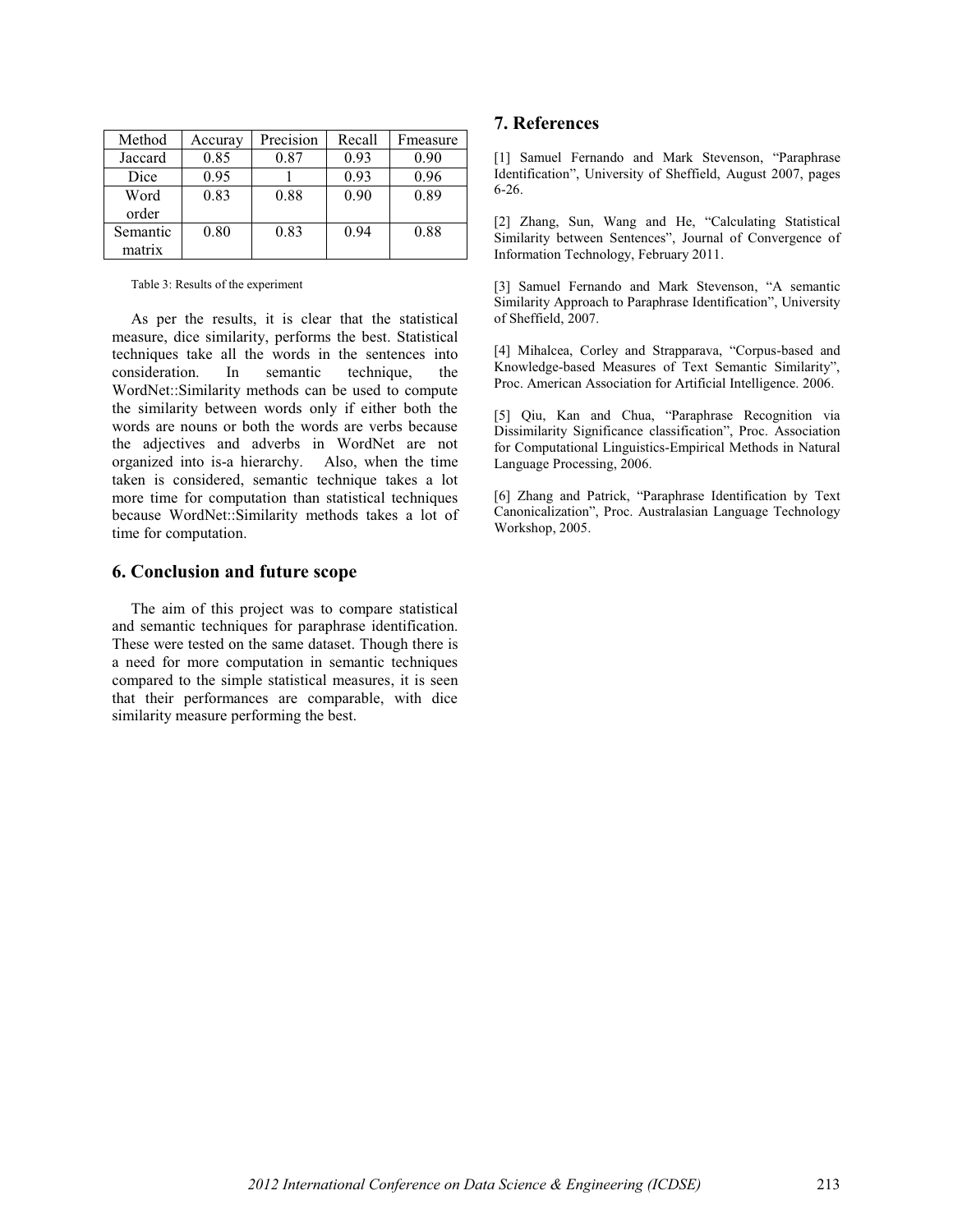| Method | Accuray | Precision | Recall | Fmeasure |
| --- | --- | --- | --- | --- |
| Jaccard | 0.85 | 0.87 | 0.93 | 0.90 |
| Dice | 0.95 | 1 | 0.93 | 0.96 |
| Word order | 0.83 | 0.88 | 0.90 | 0.89 |
| Semantic matrix | 0.80 | 0.83 | 0.94 | 0.88 |

Table 3: Results of the experiment

As per the results, it is clear that the statistical measure, dice similarity, performs the best. Statistical techniques take all the words in the sentences into consideration. In semantic technique, the WordNet::Similarity methods can be used to compute the similarity between words only if either both the words are nouns or both the words are verbs because the adjectives and adverbs in WordNet are not organized into is-a hierarchy. Also, when the time taken is considered, semantic technique takes a lot more time for computation than statistical techniques because WordNet::Similarity methods takes a lot of time for computation.

## 6. Conclusion and future scope

The aim of this project was to compare statistical and semantic techniques for paraphrase identification. These were tested on the same dataset. Though there is a need for more computation in semantic techniques compared to the simple statistical measures, it is seen that their performances are comparable, with dice similarity measure performing the best.

## 7. References

[1] Samuel Fernando and Mark Stevenson, "Paraphrase Identification", University of Sheffield, August 2007, pages 6-26.

[2] Zhang, Sun, Wang and He, "Calculating Statistical Similarity between Sentences", Journal of Convergence of Information Technology, February 2011.

[3] Samuel Fernando and Mark Stevenson, "A semantic Similarity Approach to Paraphrase Identification", University of Sheffield, 2007.

[4] Mihalcea, Corley and Strapparava, "Corpus-based and Knowledge-based Measures of Text Semantic Similarity", Proc. American Association for Artificial Intelligence. 2006.

[5] Qiu, Kan and Chua, "Paraphrase Recognition via Dissimilarity Significance classification", Proc. Association for Computational Linguistics-Empirical Methods in Natural Language Processing, 2006.

[6] Zhang and Patrick, "Paraphrase Identification by Text Canonicalization", Proc. Australasian Language Technology Workshop, 2005.